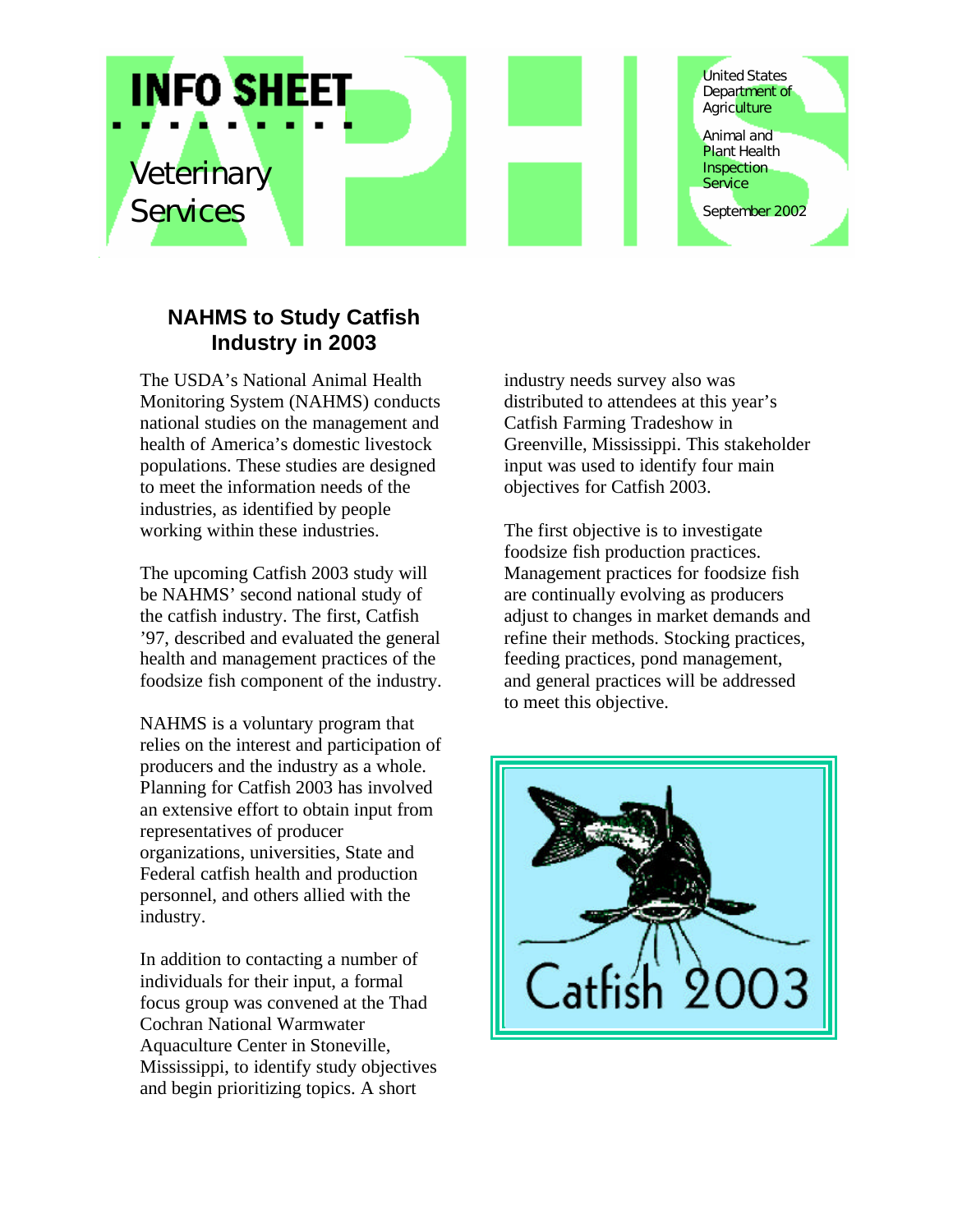INFO SHEET

Veterinary Services

United States Department of Agriculture

Animal and Plant Health Inspection Service

September 2002

## NAHMS to Study Catfish Industry in 2003

The USDA's National Animal Health Monitoring System (NAHMS) conducts national studies on the management and health of America's domestic livestock populations. These studies are designed to meet the information needs of the industries, as identified by people working within these industries.

The upcoming Catfish 2003 study will be NAHMS' second national study of the catfish industry. The first, Catfish '97, described and evaluated the general health and management practices of the foodsize fish component of the industry.

NAHMS is a voluntary program that relies on the interest and participation of producers and the industry as a whole. Planning for Catfish 2003 has involved an extensive effort to obtain input from representatives of producer organizations, universities, State and Federal catfish health and production personnel, and others allied with the industry.

In addition to contacting a number of individuals for their input, a formal focus group was convened at the Thad Cochran National Warmwater Aquaculture Center in Stoneville, Mississippi, to identify study objectives and begin prioritizing topics. A short industry needs survey also was distributed to attendees at this year's Catfish Farming Tradeshow in Greenville, Mississippi. This stakeholder input was used to identify four main objectives for Catfish 2003.

The first objective is to investigate foodsize fish production practices. Management practices for foodsize fish are continually evolving as producers adjust to changes in market demands and refine their methods. Stocking practices, feeding practices, pond management, and general practices will be addressed to meet this objective.

Catfish 2003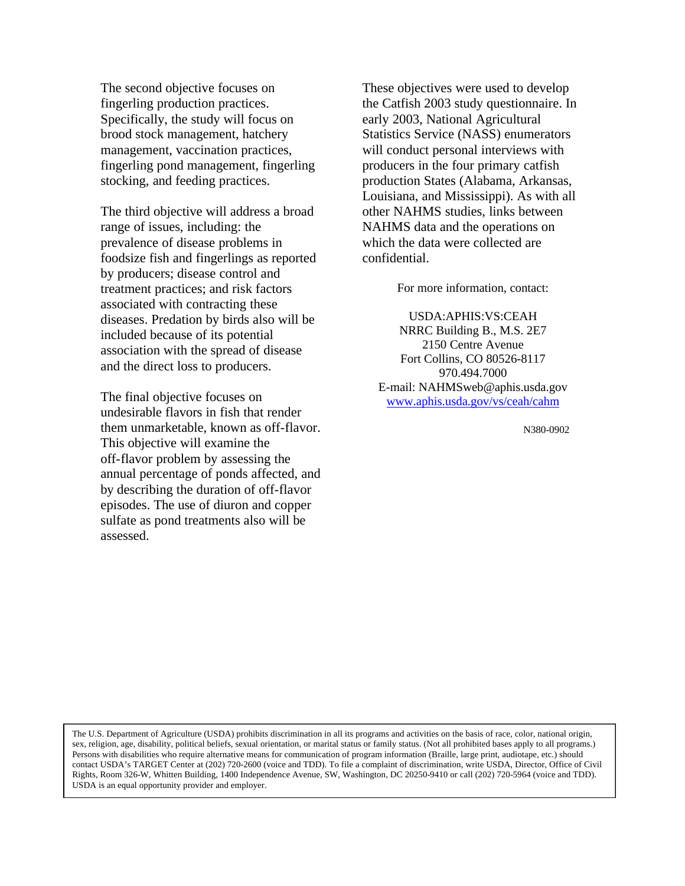The second objective focuses on fingerling production practices. Specifically, the study will focus on brood stock management, hatchery management, vaccination practices, fingerling pond management, fingerling stocking, and feeding practices.

The third objective will address a broad range of issues, including: the prevalence of disease problems in foodsize fish and fingerlings as reported by producers; disease control and treatment practices; and risk factors associated with contracting these diseases. Predation by birds also will be included because of its potential association with the spread of disease and the direct loss to producers.

The final objective focuses on undesirable flavors in fish that render them unmarketable, known as off-flavor. This objective will examine the off-flavor problem by assessing the annual percentage of ponds affected, and by describing the duration of off-flavor episodes. The use of diuron and copper sulfate as pond treatments also will be assessed.

These objectives were used to develop the Catfish 2003 study questionnaire. In early 2003, National Agricultural Statistics Service (NASS) enumerators will conduct personal interviews with producers in the four primary catfish production States (Alabama, Arkansas, Louisiana, and Mississippi). As with all other NAHMS studies, links between NAHMS data and the operations on which the data were collected are confidential.

For more information, contact:

USDA:APHIS:VS:CEAH
NRRC Building B., M.S. 2E7
2150 Centre Avenue
Fort Collins, CO 80526-8117
970.494.7000
E-mail: NAHMSweb@aphis.usda.gov
www.aphis.usda.gov/vs/ceah/cahm

N380-0902

The U.S. Department of Agriculture (USDA) prohibits discrimination in all its programs and activities on the basis of race, color, national origin, sex, religion, age, disability, political beliefs, sexual orientation, or marital status or family status. (Not all prohibited bases apply to all programs.) Persons with disabilities who require alternative means for communication of program information (Braille, large print, audiotape, etc.) should contact USDA's TARGET Center at (202) 720-2600 (voice and TDD). To file a complaint of discrimination, write USDA, Director, Office of Civil Rights, Room 326-W, Whitten Building, 1400 Independence Avenue, SW, Washington, DC 20250-9410 or call (202) 720-5964 (voice and TDD). USDA is an equal opportunity provider and employer.